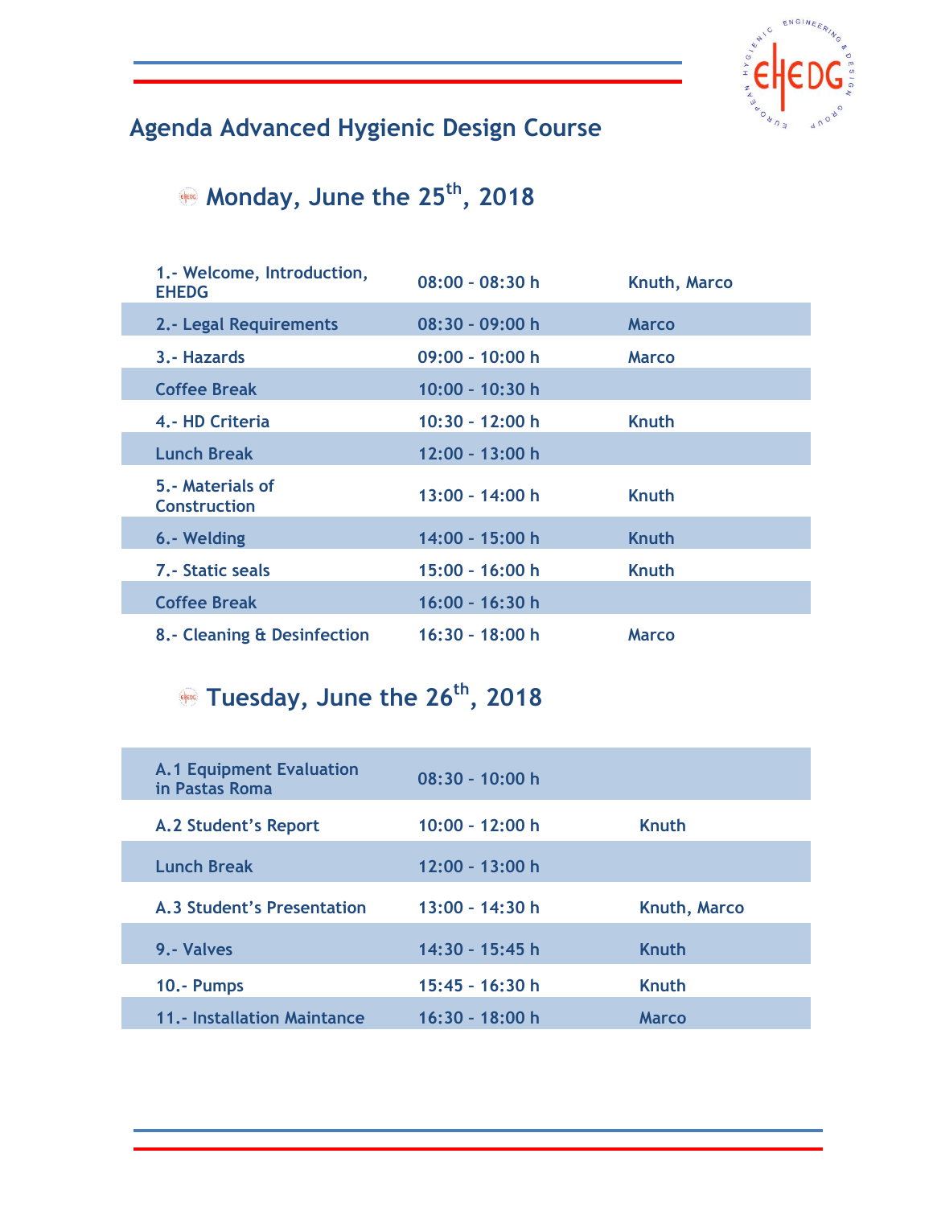# Agenda Advanced Hygienic Design Course

## Monday, June the 25th, 2018

| | | |
|---|---|---|
| 1.- Welcome, Introduction, EHEDG | 08:00 - 08:30 h | Knuth, Marco |
| 2.- Legal Requirements | 08:30 - 09:00 h | Marco |
| 3.- Hazards | 09:00 - 10:00 h | Marco |
| Coffee Break | 10:00 - 10:30 h | |
| 4.- HD Criteria | 10:30 - 12:00 h | Knuth |
| Lunch Break | 12:00 - 13:00 h | |
| 5.- Materials of Construction | 13:00 - 14:00 h | Knuth |
| 6.- Welding | 14:00 - 15:00 h | Knuth |
| 7.- Static seals | 15:00 - 16:00 h | Knuth |
| Coffee Break | 16:00 - 16:30 h | |
| 8.- Cleaning & Desinfection | 16:30 - 18:00 h | Marco |

## Tuesday, June the 26th, 2018

| | | |
|---|---|---|
| A.1 Equipment Evaluation in Pastas Roma | 08:30 - 10:00 h | |
| A.2 Student's Report | 10:00 - 12:00 h | Knuth |
| Lunch Break | 12:00 - 13:00 h | |
| A.3 Student's Presentation | 13:00 - 14:30 h | Knuth, Marco |
| 9.- Valves | 14:30 - 15:45 h | Knuth |
| 10.- Pumps | 15:45 - 16:30 h | Knuth |
| 11.- Installation Maintance | 16:30 - 18:00 h | Marco |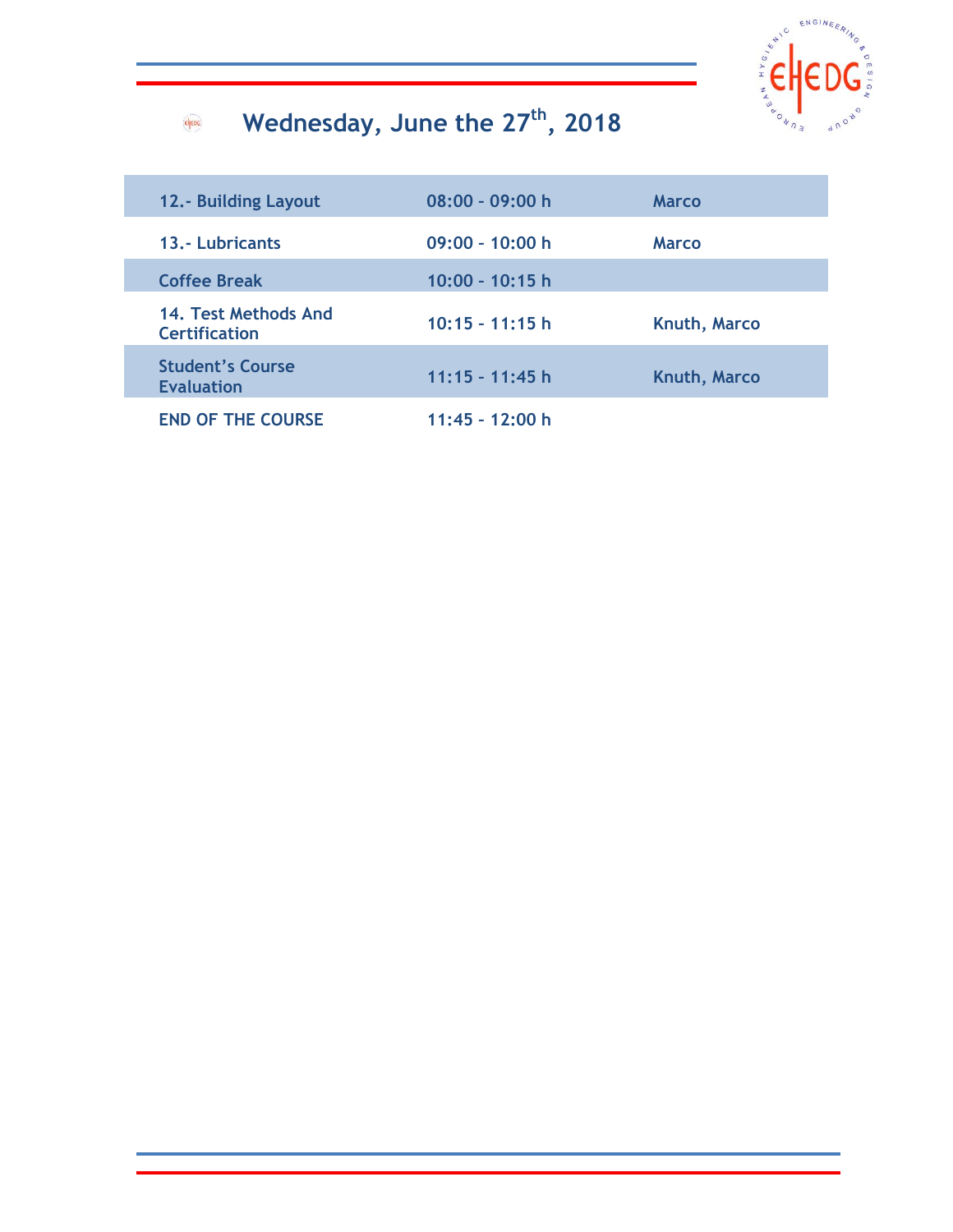## Wednesday, June the 27th, 2018

| | | |
|---|---|---|
| 12.- Building Layout | 08:00 - 09:00 h | Marco |
| 13.- Lubricants | 09:00 - 10:00 h | Marco |
| Coffee Break | 10:00 - 10:15 h | |
| 14. Test Methods And Certification | 10:15 - 11:15 h | Knuth, Marco |
| Student's Course Evaluation | 11:15 - 11:45 h | Knuth, Marco |
| END OF THE COURSE | 11:45 - 12:00 h | |